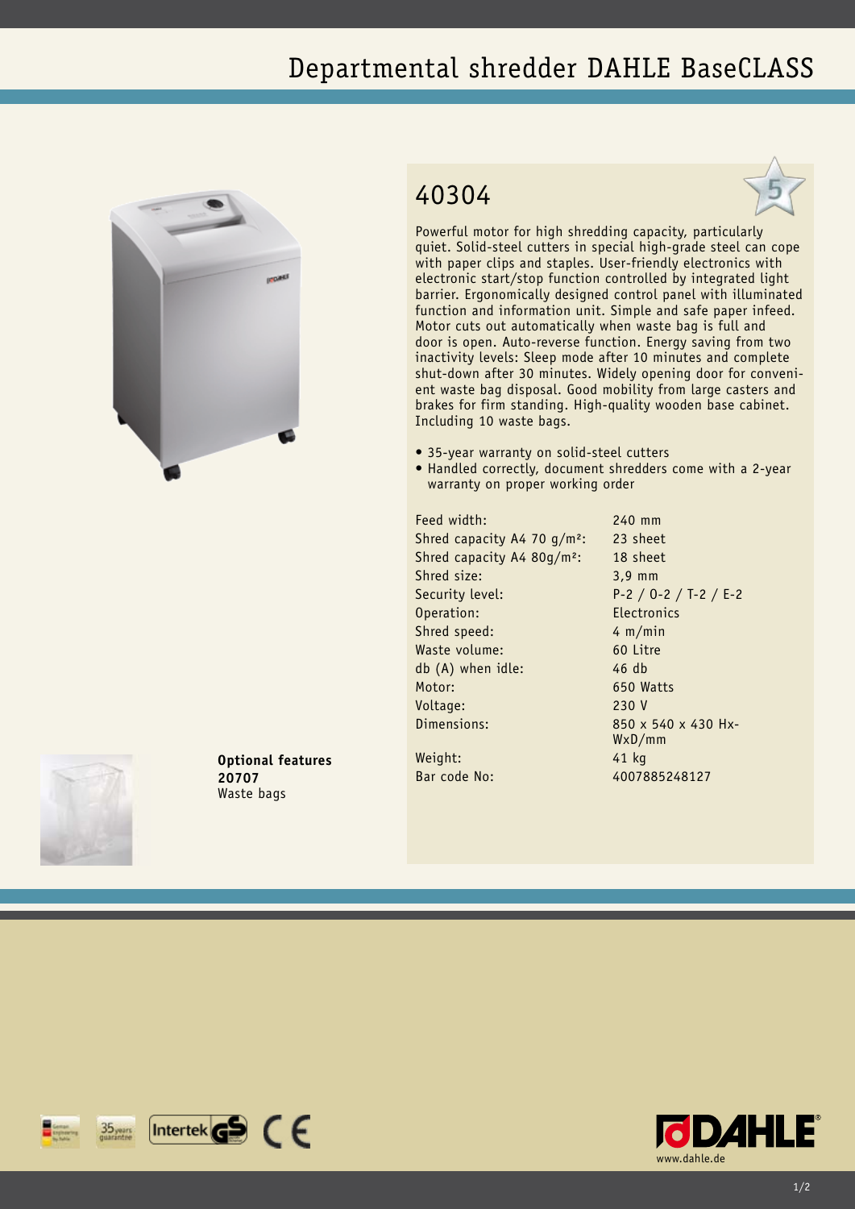# Departmental shredder DAHLE BaseCLASS

## 40304

Powerful motor for high shredding capacity, particularly quiet. Solid-steel cutters in special high-grade steel can cope with paper clips and staples. User-friendly electronics with electronic start/stop function controlled by integrated light barrier. Ergonomically designed control panel with illuminated function and information unit. Simple and safe paper infeed. Motor cuts out automatically when waste bag is full and door is open. Auto-reverse function. Energy saving from two inactivity levels: Sleep mode after 10 minutes and complete shut-down after 30 minutes. Widely opening door for convenient waste bag disposal. Good mobility from large casters and brakes for firm standing. High-quality wooden base cabinet. Including 10 waste bags.

- 35-year warranty on solid-steel cutters
- Handled correctly, document shredders come with a 2-year warranty on proper working order

| | |
|---|---|
| Feed width: | 240 mm |
| Shred capacity A4 70 g/m²: | 23 sheet |
| Shred capacity A4 80g/m²: | 18 sheet |
| Shred size: | 3,9 mm |
| Security level: | P-2 / O-2 / T-2 / E-2 |
| Operation: | Electronics |
| Shred speed: | 4 m/min |
| Waste volume: | 60 Litre |
| db (A) when idle: | 46 db |
| Motor: | 650 Watts |
| Voltage: | 230 V |
| Dimensions: | 850 x 540 x 430 HxWxD/mm |
| Weight: | 41 kg |
| Bar code No: | 4007885248127 |

**Optional features**
**20707**
Waste bags

DAHLE
www.dahle.de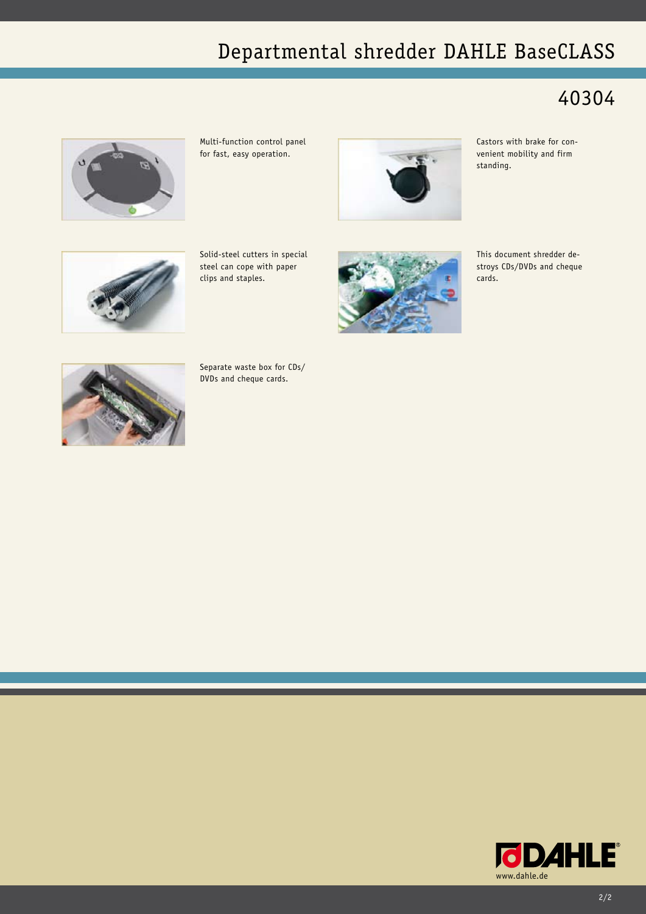# Departmental shredder DAHLE BaseCLASS

## 40304

Multi-function control panel for fast, easy operation.

Castors with brake for convenient mobility and firm standing.

Solid-steel cutters in special steel can cope with paper clips and staples.

This document shredder destroys CDs/DVDs and cheque cards.

Separate waste box for CDs/ DVDs and cheque cards.

www.dahle.de